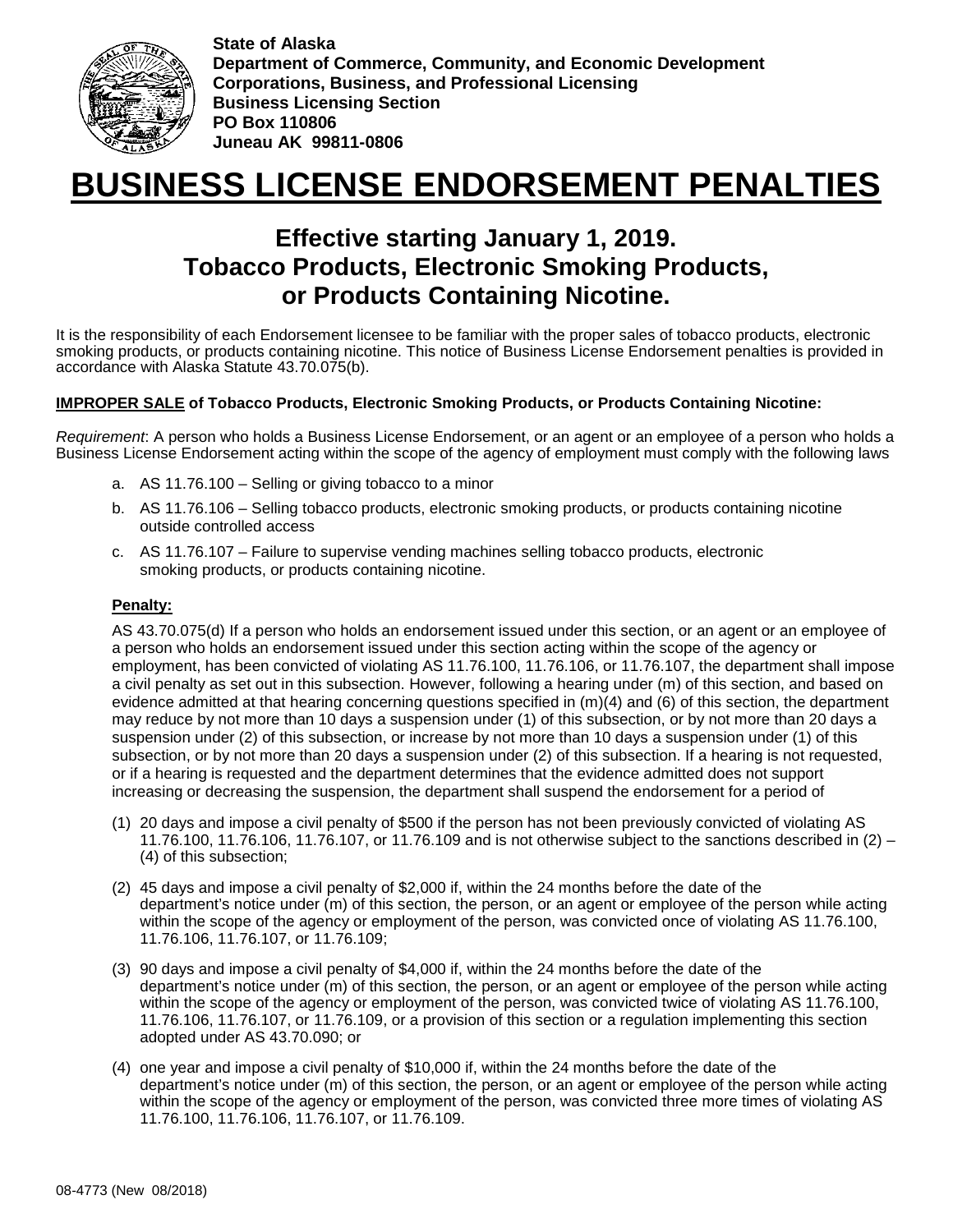**State of Alaska**
**Department of Commerce, Community, and Economic Development**
**Corporations, Business, and Professional Licensing**
**Business Licensing Section**
**PO Box 110806**
**Juneau AK 99811-0806**

# BUSINESS LICENSE ENDORSEMENT PENALTIES

## Effective starting January 1, 2019. Tobacco Products, Electronic Smoking Products, or Products Containing Nicotine.

It is the responsibility of each Endorsement licensee to be familiar with the proper sales of tobacco products, electronic smoking products, or products containing nicotine. This notice of Business License Endorsement penalties is provided in accordance with Alaska Statute 43.70.075(b).

**IMPROPER SALE of Tobacco Products, Electronic Smoking Products, or Products Containing Nicotine:**

*Requirement*: A person who holds a Business License Endorsement, or an agent or an employee of a person who holds a Business License Endorsement acting within the scope of the agency of employment must comply with the following laws

a. AS 11.76.100 – Selling or giving tobacco to a minor
b. AS 11.76.106 – Selling tobacco products, electronic smoking products, or products containing nicotine outside controlled access
c. AS 11.76.107 – Failure to supervise vending machines selling tobacco products, electronic smoking products, or products containing nicotine.

**Penalty:**

AS 43.70.075(d) If a person who holds an endorsement issued under this section, or an agent or an employee of a person who holds an endorsement issued under this section acting within the scope of the agency or employment, has been convicted of violating AS 11.76.100, 11.76.106, or 11.76.107, the department shall impose a civil penalty as set out in this subsection. However, following a hearing under (m) of this section, and based on evidence admitted at that hearing concerning questions specified in (m)(4) and (6) of this section, the department may reduce by not more than 10 days a suspension under (1) of this subsection, or by not more than 20 days a suspension under (2) of this subsection, or increase by not more than 10 days a suspension under (1) of this subsection, or by not more than 20 days a suspension under (2) of this subsection. If a hearing is not requested, or if a hearing is requested and the department determines that the evidence admitted does not support increasing or decreasing the suspension, the department shall suspend the endorsement for a period of

(1) 20 days and impose a civil penalty of $500 if the person has not been previously convicted of violating AS 11.76.100, 11.76.106, 11.76.107, or 11.76.109 and is not otherwise subject to the sanctions described in (2) – (4) of this subsection;

(2) 45 days and impose a civil penalty of $2,000 if, within the 24 months before the date of the department's notice under (m) of this section, the person, or an agent or employee of the person while acting within the scope of the agency or employment of the person, was convicted once of violating AS 11.76.100, 11.76.106, 11.76.107, or 11.76.109;

(3) 90 days and impose a civil penalty of $4,000 if, within the 24 months before the date of the department's notice under (m) of this section, the person, or an agent or employee of the person while acting within the scope of the agency or employment of the person, was convicted twice of violating AS 11.76.100, 11.76.106, 11.76.107, or 11.76.109, or a provision of this section or a regulation implementing this section adopted under AS 43.70.090; or

(4) one year and impose a civil penalty of $10,000 if, within the 24 months before the date of the department's notice under (m) of this section, the person, or an agent or employee of the person while acting within the scope of the agency or employment of the person, was convicted three more times of violating AS 11.76.100, 11.76.106, 11.76.107, or 11.76.109.

08-4773 (New 08/2018)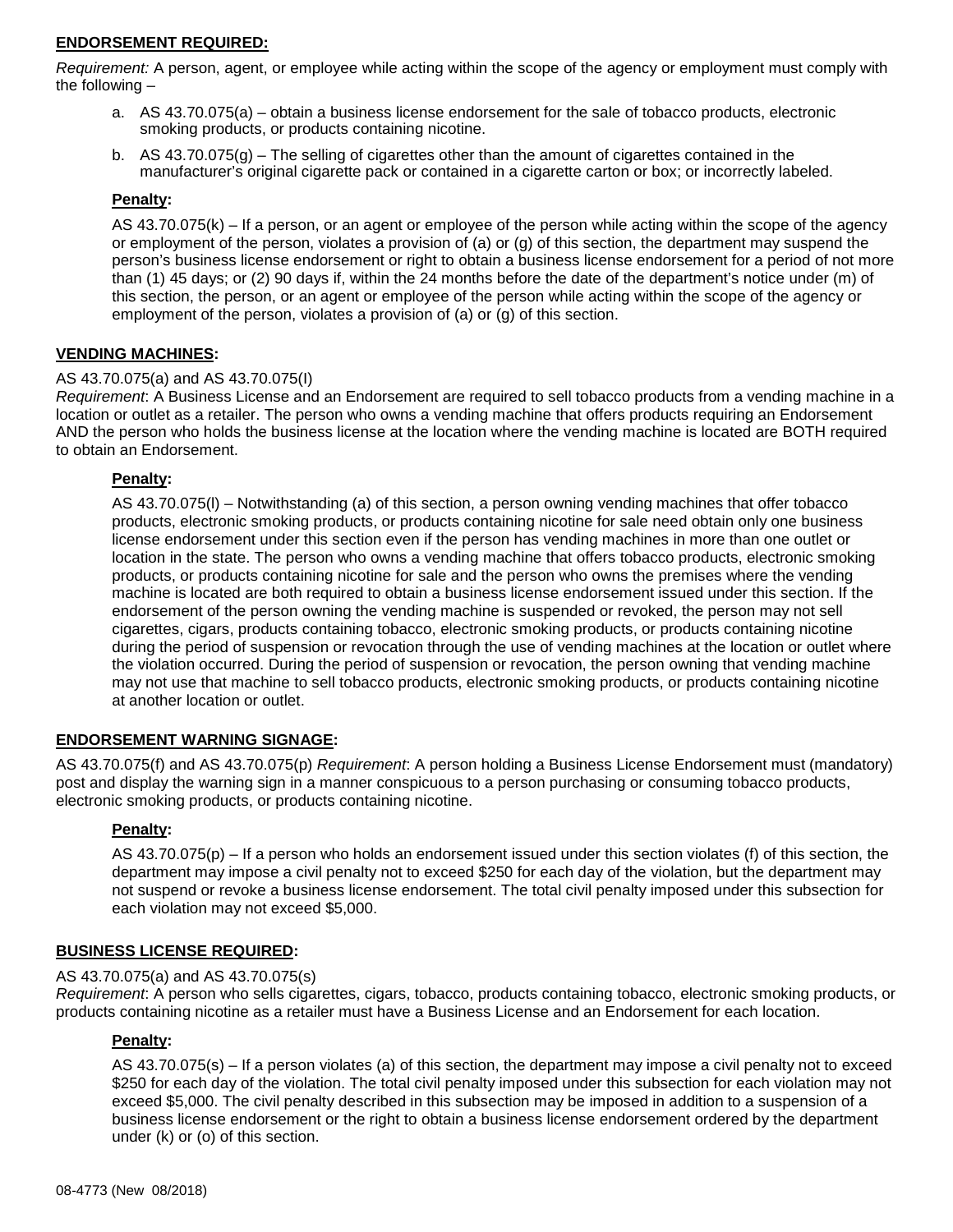**ENDORSEMENT REQUIRED:**

*Requirement:* A person, agent, or employee while acting within the scope of the agency or employment must comply with the following –

a. AS 43.70.075(a) – obtain a business license endorsement for the sale of tobacco products, electronic smoking products, or products containing nicotine.

b. AS 43.70.075(g) – The selling of cigarettes other than the amount of cigarettes contained in the manufacturer's original cigarette pack or contained in a cigarette carton or box; or incorrectly labeled.

**Penalty:**

AS 43.70.075(k) – If a person, or an agent or employee of the person while acting within the scope of the agency or employment of the person, violates a provision of (a) or (g) of this section, the department may suspend the person's business license endorsement or right to obtain a business license endorsement for a period of not more than (1) 45 days; or (2) 90 days if, within the 24 months before the date of the department's notice under (m) of this section, the person, or an agent or employee of the person while acting within the scope of the agency or employment of the person, violates a provision of (a) or (g) of this section.

**VENDING MACHINES:**

AS 43.70.075(a) and AS 43.70.075(l)
*Requirement*: A Business License and an Endorsement are required to sell tobacco products from a vending machine in a location or outlet as a retailer. The person who owns a vending machine that offers products requiring an Endorsement AND the person who holds the business license at the location where the vending machine is located are BOTH required to obtain an Endorsement.

**Penalty:**

AS 43.70.075(l) – Notwithstanding (a) of this section, a person owning vending machines that offer tobacco products, electronic smoking products, or products containing nicotine for sale need obtain only one business license endorsement under this section even if the person has vending machines in more than one outlet or location in the state. The person who owns a vending machine that offers tobacco products, electronic smoking products, or products containing nicotine for sale and the person who owns the premises where the vending machine is located are both required to obtain a business license endorsement issued under this section. If the endorsement of the person owning the vending machine is suspended or revoked, the person may not sell cigarettes, cigars, products containing tobacco, electronic smoking products, or products containing nicotine during the period of suspension or revocation through the use of vending machines at the location or outlet where the violation occurred. During the period of suspension or revocation, the person owning that vending machine may not use that machine to sell tobacco products, electronic smoking products, or products containing nicotine at another location or outlet.

**ENDORSEMENT WARNING SIGNAGE:**

AS 43.70.075(f) and AS 43.70.075(p) *Requirement*: A person holding a Business License Endorsement must (mandatory) post and display the warning sign in a manner conspicuous to a person purchasing or consuming tobacco products, electronic smoking products, or products containing nicotine.

**Penalty:**

AS 43.70.075(p) – If a person who holds an endorsement issued under this section violates (f) of this section, the department may impose a civil penalty not to exceed $250 for each day of the violation, but the department may not suspend or revoke a business license endorsement. The total civil penalty imposed under this subsection for each violation may not exceed $5,000.

**BUSINESS LICENSE REQUIRED:**

AS 43.70.075(a) and AS 43.70.075(s)
*Requirement*: A person who sells cigarettes, cigars, tobacco, products containing tobacco, electronic smoking products, or products containing nicotine as a retailer must have a Business License and an Endorsement for each location.

**Penalty:**

AS 43.70.075(s) – If a person violates (a) of this section, the department may impose a civil penalty not to exceed $250 for each day of the violation. The total civil penalty imposed under this subsection for each violation may not exceed $5,000. The civil penalty described in this subsection may be imposed in addition to a suspension of a business license endorsement or the right to obtain a business license endorsement ordered by the department under (k) or (o) of this section.

08-4773 (New 08/2018)